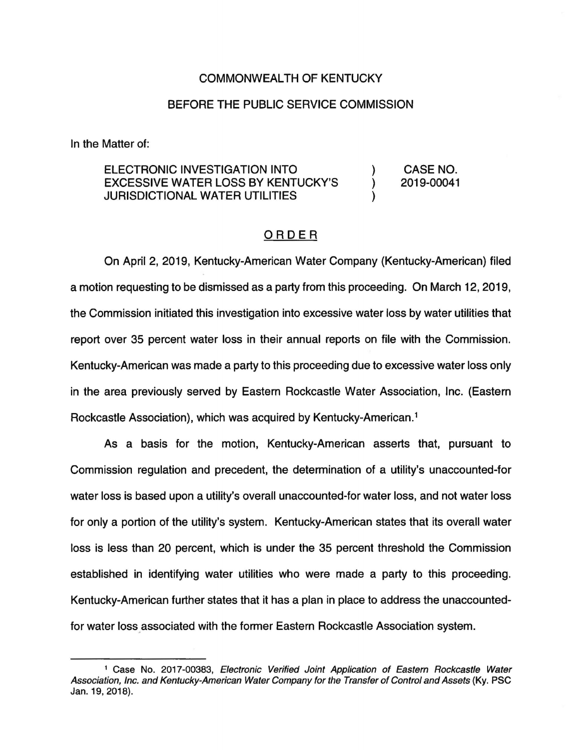COMMONWEALTH OF KENTUCKY

BEFORE THE PUBLIC SERVICE COMMISSION

In the Matter of:

| ELECTRONIC INVESTIGATION INTO EXCESSIVE WATER LOSS BY KENTUCKY'S JURISDICTIONAL WATER UTILITIES | ) ) ) | CASE NO. 2019-00041 |
|---|---|---|

## ORDER

On April 2, 2019, Kentucky-American Water Company (Kentucky-American) filed a motion requesting to be dismissed as a party from this proceeding. On March 12, 2019, the Commission initiated this investigation into excessive water loss by water utilities that report over 35 percent water loss in their annual reports on file with the Commission. Kentucky-American was made a party to this proceeding due to excessive water loss only in the area previously served by Eastern Rockcastle Water Association, Inc. (Eastern Rockcastle Association), which was acquired by Kentucky-American.[1]

As a basis for the motion, Kentucky-American asserts that, pursuant to Commission regulation and precedent, the determination of a utility's unaccounted-for water loss is based upon a utility's overall unaccounted-for water loss, and not water loss for only a portion of the utility's system. Kentucky-American states that its overall water loss is less than 20 percent, which is under the 35 percent threshold the Commission established in identifying water utilities who were made a party to this proceeding. Kentucky-American further states that it has a plan in place to address the unaccounted-for water loss associated with the former Eastern Rockcastle Association system.

---

[1] Case No. 2017-00383, *Electronic Verified Joint Application of Eastern Rockcastle Water Association, Inc. and Kentucky-American Water Company for the Transfer of Control and Assets* (Ky. PSC Jan. 19, 2018).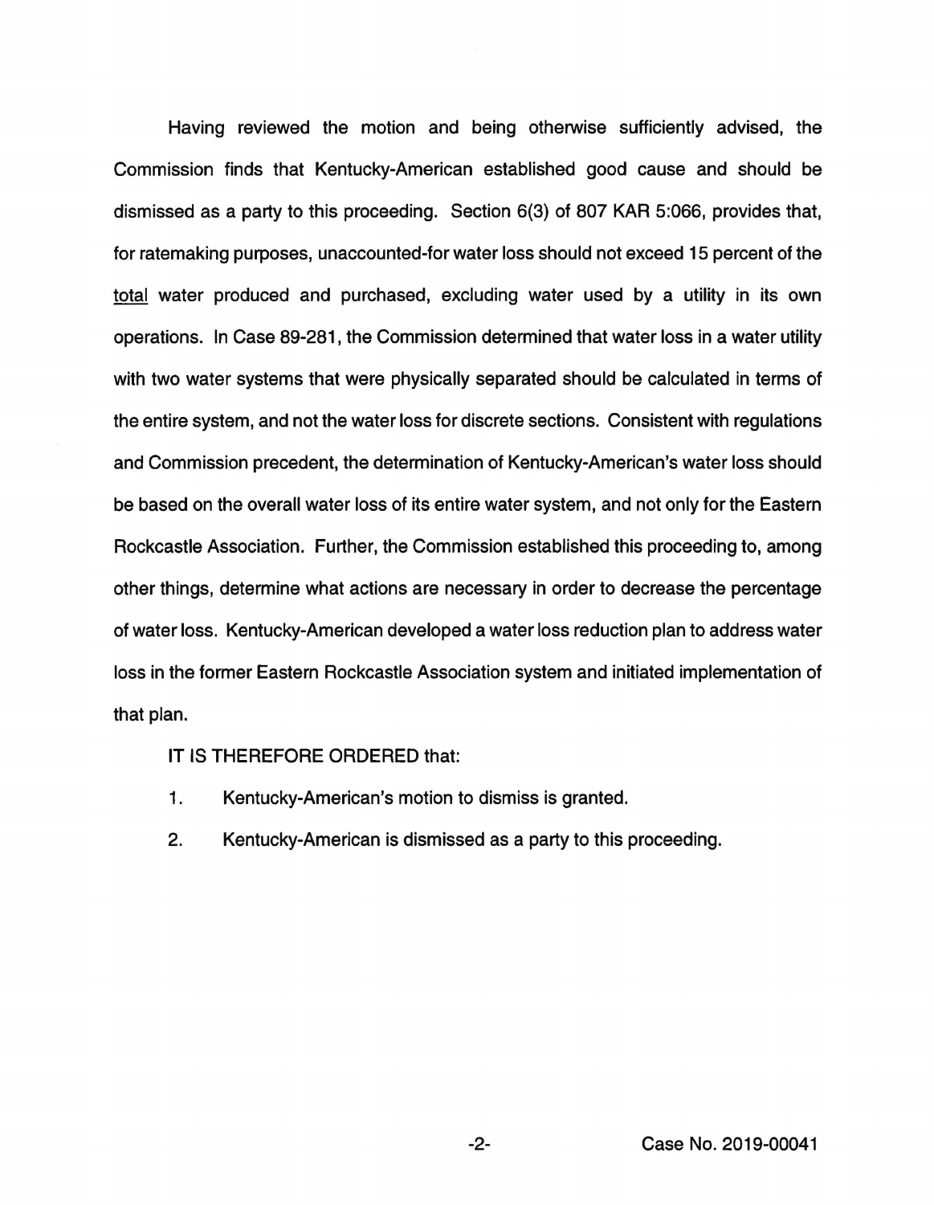Having reviewed the motion and being otherwise sufficiently advised, the Commission finds that Kentucky-American established good cause and should be dismissed as a party to this proceeding. Section 6(3) of 807 KAR 5:066, provides that, for ratemaking purposes, unaccounted-for water loss should not exceed 15 percent of the total water produced and purchased, excluding water used by a utility in its own operations. In Case 89-281, the Commission determined that water loss in a water utility with two water systems that were physically separated should be calculated in terms of the entire system, and not the water loss for discrete sections. Consistent with regulations and Commission precedent, the determination of Kentucky-American's water loss should be based on the overall water loss of its entire water system, and not only for the Eastern Rockcastle Association. Further, the Commission established this proceeding to, among other things, determine what actions are necessary in order to decrease the percentage of water loss. Kentucky-American developed a water loss reduction plan to address water loss in the former Eastern Rockcastle Association system and initiated implementation of that plan.

IT IS THEREFORE ORDERED that:

1. Kentucky-American's motion to dismiss is granted.

2. Kentucky-American is dismissed as a party to this proceeding.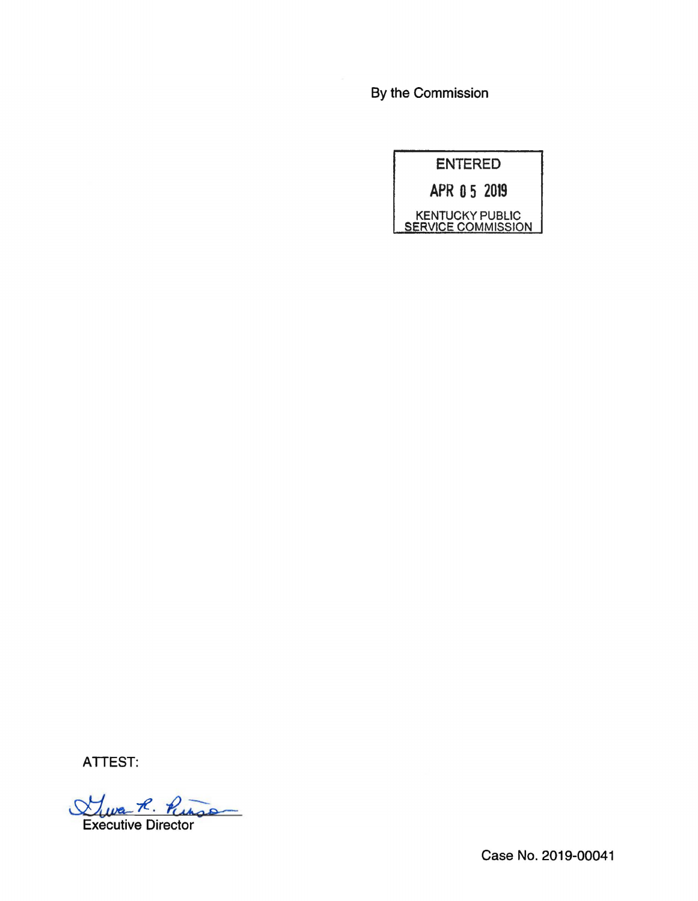By the Commission

ENTERED

APR 05 2019

KENTUCKY PUBLIC SERVICE COMMISSION

ATTEST:

Executive Director

Case No. 2019-00041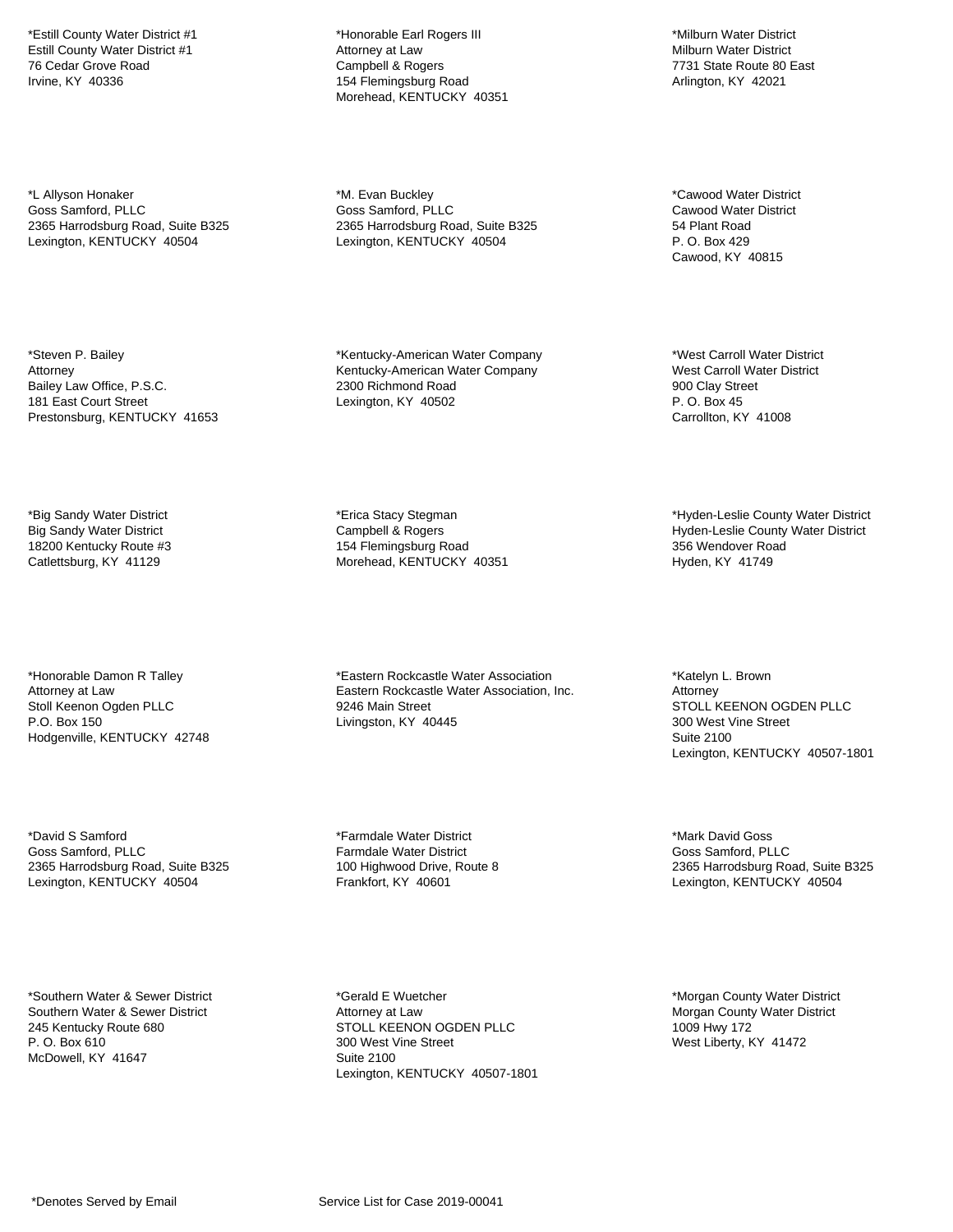*Estill County Water District #1
Estill County Water District #1
76 Cedar Grove Road
Irvine, KY 40336

*Honorable Earl Rogers III
Attorney at Law
Campbell & Rogers
154 Flemingsburg Road
Morehead, KENTUCKY 40351

*Milburn Water District
Milburn Water District
7731 State Route 80 East
Arlington, KY 42021

*L Allyson Honaker
Goss Samford, PLLC
2365 Harrodsburg Road, Suite B325
Lexington, KENTUCKY 40504

*M. Evan Buckley
Goss Samford, PLLC
2365 Harrodsburg Road, Suite B325
Lexington, KENTUCKY 40504

*Cawood Water District
Cawood Water District
54 Plant Road
P. O. Box 429
Cawood, KY 40815

*Steven P. Bailey
Attorney
Bailey Law Office, P.S.C.
181 East Court Street
Prestonsburg, KENTUCKY 41653

*Kentucky-American Water Company
Kentucky-American Water Company
2300 Richmond Road
Lexington, KY 40502

*West Carroll Water District
West Carroll Water District
900 Clay Street
P. O. Box 45
Carrollton, KY 41008

*Big Sandy Water District
Big Sandy Water District
18200 Kentucky Route #3
Catlettsburg, KY 41129

*Erica Stacy Stegman
Campbell & Rogers
154 Flemingsburg Road
Morehead, KENTUCKY 40351

*Hyden-Leslie County Water District
Hyden-Leslie County Water District
356 Wendover Road
Hyden, KY 41749

*Honorable Damon R Talley
Attorney at Law
Stoll Keenon Ogden PLLC
P.O. Box 150
Hodgenville, KENTUCKY 42748

*Eastern Rockcastle Water Association
Eastern Rockcastle Water Association, Inc.
9246 Main Street
Livingston, KY 40445

*Katelyn L. Brown
Attorney
STOLL KEENON OGDEN PLLC
300 West Vine Street
Suite 2100
Lexington, KENTUCKY 40507-1801

*David S Samford
Goss Samford, PLLC
2365 Harrodsburg Road, Suite B325
Lexington, KENTUCKY 40504

*Farmdale Water District
Farmdale Water District
100 Highwood Drive, Route 8
Frankfort, KY 40601

*Mark David Goss
Goss Samford, PLLC
2365 Harrodsburg Road, Suite B325
Lexington, KENTUCKY 40504

*Southern Water & Sewer District
Southern Water & Sewer District
245 Kentucky Route 680
P. O. Box 610
McDowell, KY 41647

*Gerald E Wuetcher
Attorney at Law
STOLL KEENON OGDEN PLLC
300 West Vine Street
Suite 2100
Lexington, KENTUCKY 40507-1801

*Morgan County Water District
Morgan County Water District
1009 Hwy 172
West Liberty, KY 41472

*Denotes Served by Email

Service List for Case 2019-00041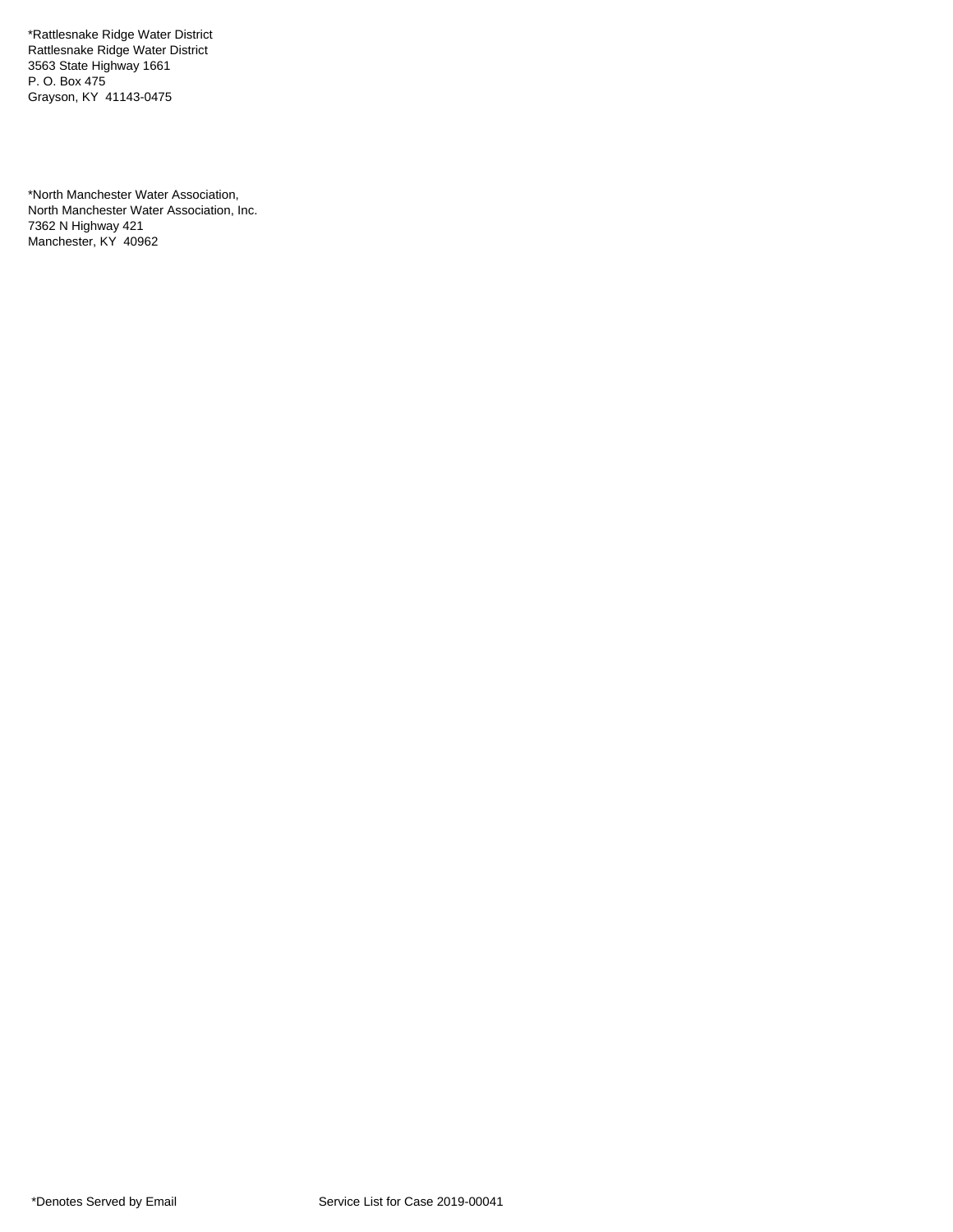*Rattlesnake Ridge Water District
Rattlesnake Ridge Water District
3563 State Highway 1661
P. O. Box 475
Grayson, KY 41143-0475

*North Manchester Water Association,
North Manchester Water Association, Inc.
7362 N Highway 421
Manchester, KY 40962